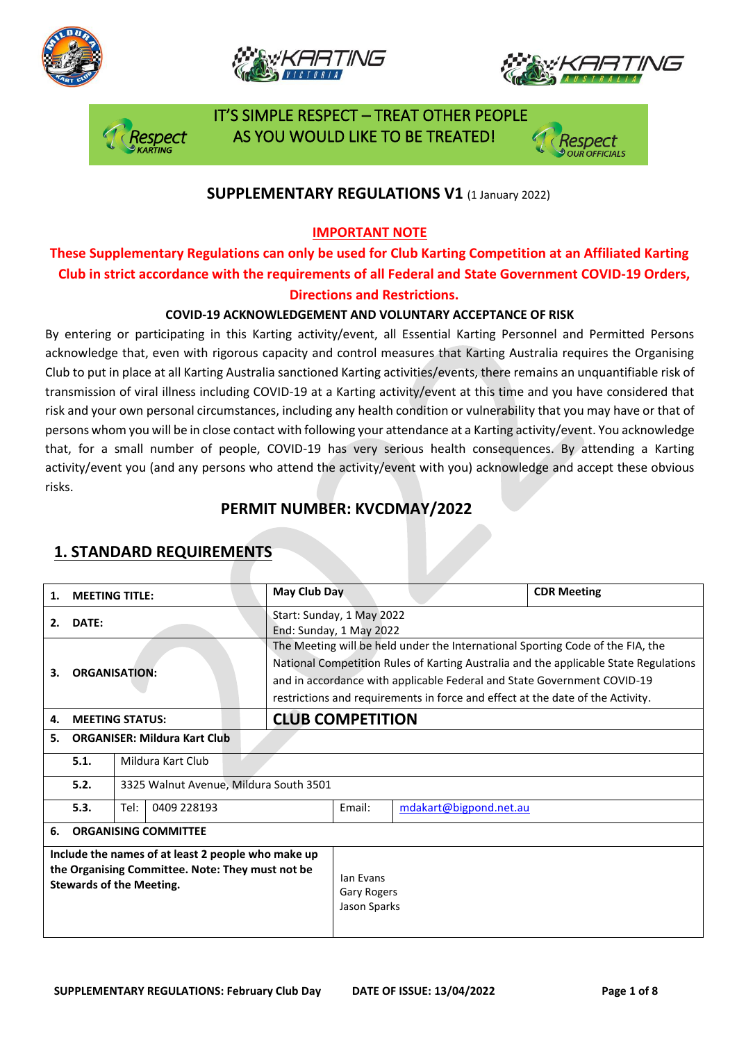IT'S SIMPLE RESPECT – TREAT OTHER PEOPLE AS YOU WOULD LIKE TO BE TREATED!

## SUPPLEMENTARY REGULATIONS V1 (1 January 2022)

**IMPORTANT NOTE**

**These Supplementary Regulations can only be used for Club Karting Competition at an Affiliated Karting Club in strict accordance with the requirements of all Federal and State Government COVID-19 Orders, Directions and Restrictions.**

**COVID-19 ACKNOWLEDGEMENT AND VOLUNTARY ACCEPTANCE OF RISK**

By entering or participating in this Karting activity/event, all Essential Karting Personnel and Permitted Persons acknowledge that, even with rigorous capacity and control measures that Karting Australia requires the Organising Club to put in place at all Karting Australia sanctioned Karting activities/events, there remains an unquantifiable risk of transmission of viral illness including COVID-19 at a Karting activity/event at this time and you have considered that risk and your own personal circumstances, including any health condition or vulnerability that you may have or that of persons whom you will be in close contact with following your attendance at a Karting activity/event. You acknowledge that, for a small number of people, COVID-19 has very serious health consequences. By attending a Karting activity/event you (and any persons who attend the activity/event with you) acknowledge and accept these obvious risks.

## PERMIT NUMBER: KVCDMAY/2022

## 1. STANDARD REQUIREMENTS

| | | | | |
|---|---|---|---|---|
| **1.** | **MEETING TITLE:** | | **May Club Day** | **CDR Meeting** |
| **2.** | **DATE:** | | Start: Sunday, 1 May 2022<br>End: Sunday, 1 May 2022 | |
| **3.** | **ORGANISATION:** | | The Meeting will be held under the International Sporting Code of the FIA, the National Competition Rules of Karting Australia and the applicable State Regulations and in accordance with applicable Federal and State Government COVID-19 restrictions and requirements in force and effect at the date of the Activity. | |
| **4.** | **MEETING STATUS:** | | **CLUB COMPETITION** | |
| **5.** | **ORGANISER: Mildura Kart Club** | | | |
| | **5.1.** | Mildura Kart Club | | |
| | **5.2.** | 3325 Walnut Avenue, Mildura South 3501 | | |
| | **5.3.** | Tel: 0409 228193 | Email: mdakart@bigpond.net.au | |
| **6.** | **ORGANISING COMMITTEE** | | | |
| **Include the names of at least 2 people who make up the Organising Committee. Note: They must not be Stewards of the Meeting.** | | | Ian Evans<br>Gary Rogers<br>Jason Sparks | |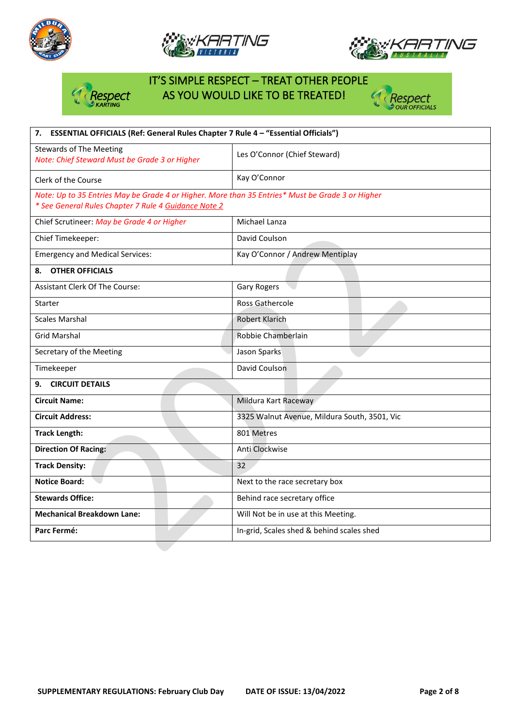IT'S SIMPLE RESPECT – TREAT OTHER PEOPLE AS YOU WOULD LIKE TO BE TREATED!

| **7. ESSENTIAL OFFICIALS (Ref: General Rules Chapter 7 Rule 4 – "Essential Officials")** | |
|---|---|
| Stewards of The Meeting<br>*Note: Chief Steward Must be Grade 3 or Higher* | Les O'Connor (Chief Steward) |
| Clerk of the Course | Kay O'Connor |
| *Note: Up to 35 Entries May be Grade 4 or Higher. More than 35 Entries* Must be Grade 3 or Higher*<br>** See General Rules Chapter 7 Rule 4 Guidance Note 2* | |
| Chief Scrutineer: *May be Grade 4 or Higher* | Michael Lanza |
| Chief Timekeeper: | David Coulson |
| Emergency and Medical Services: | Kay O'Connor / Andrew Mentiplay |
| **8. OTHER OFFICIALS** | |
| Assistant Clerk Of The Course: | Gary Rogers |
| Starter | Ross Gathercole |
| Scales Marshal | Robert Klarich |
| Grid Marshal | Robbie Chamberlain |
| Secretary of the Meeting | Jason Sparks |
| Timekeeper | David Coulson |
| **9. CIRCUIT DETAILS** | |
| **Circuit Name:** | Mildura Kart Raceway |
| **Circuit Address:** | 3325 Walnut Avenue, Mildura South, 3501, Vic |
| **Track Length:** | 801 Metres |
| **Direction Of Racing:** | Anti Clockwise |
| **Track Density:** | 32 |
| **Notice Board:** | Next to the race secretary box |
| **Stewards Office:** | Behind race secretary office |
| **Mechanical Breakdown Lane:** | Will Not be in use at this Meeting. |
| **Parc Fermé:** | In-grid, Scales shed & behind scales shed |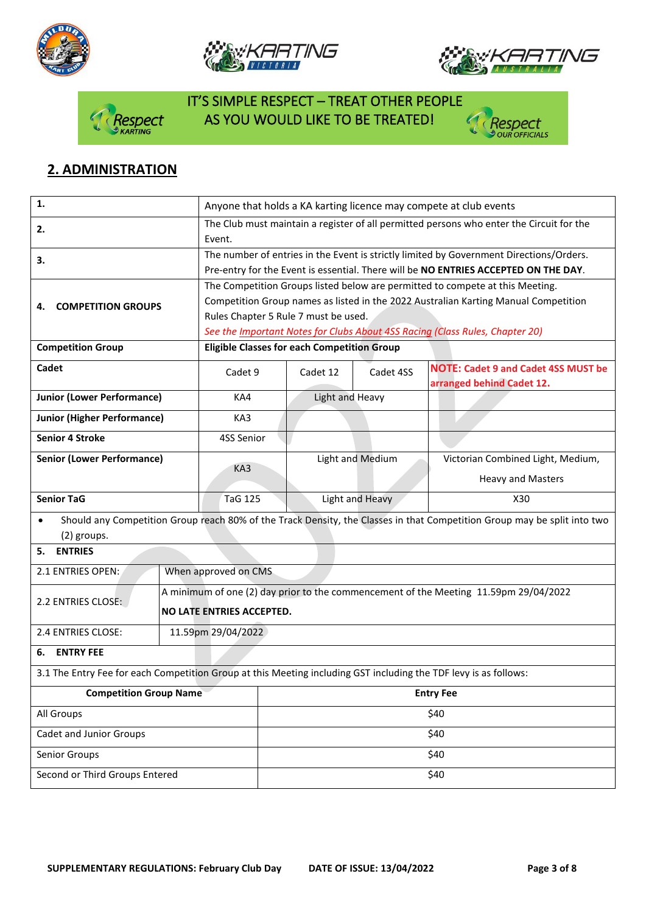IT'S SIMPLE RESPECT – TREAT OTHER PEOPLE AS YOU WOULD LIKE TO BE TREATED!

## 2. ADMINISTRATION

| | | | | |
|---|---|---|---|---|
| **1.** | Anyone that holds a KA karting licence may compete at club events | | | |
| **2.** | The Club must maintain a register of all permitted persons who enter the Circuit for the Event. | | | |
| **3.** | The number of entries in the Event is strictly limited by Government Directions/Orders. Pre-entry for the Event is essential. There will be **NO ENTRIES ACCEPTED ON THE DAY**. | | | |
| **4. COMPETITION GROUPS** | The Competition Groups listed below are permitted to compete at this Meeting. Competition Group names as listed in the 2022 Australian Karting Manual Competition Rules Chapter 5 Rule 7 must be used. *See the Important Notes for Clubs About 4SS Racing (Class Rules, Chapter 20)* | | | |
| **Competition Group** | **Eligible Classes for each Competition Group** | | | |
| **Cadet** | Cadet 9 | Cadet 12 | Cadet 4SS | **NOTE: Cadet 9 and Cadet 4SS MUST be arranged behind Cadet 12.** |
| **Junior (Lower Performance)** | KA4 | Light and Heavy | | |
| **Junior (Higher Performance)** | KA3 | | | |
| **Senior 4 Stroke** | 4SS Senior | | | |
| **Senior (Lower Performance)** | KA3 | Light and Medium | | Victorian Combined Light, Medium, Heavy and Masters |
| **Senior TaG** | TaG 125 | Light and Heavy | | X30 |

- Should any Competition Group reach 80% of the Track Density, the Classes in that Competition Group may be split into two (2) groups.

| | |
|---|---|
| **5. ENTRIES** | |
| 2.1 ENTRIES OPEN: | When approved on CMS |
| 2.2 ENTRIES CLOSE: | A minimum of one (2) day prior to the commencement of the Meeting 11.59pm 29/04/2022 **NO LATE ENTRIES ACCEPTED.** |
| 2.4 ENTRIES CLOSE: | 11.59pm 29/04/2022 |

**6. ENTRY FEE**

3.1 The Entry Fee for each Competition Group at this Meeting including GST including the TDF levy is as follows:

| Competition Group Name | Entry Fee |
|---|---|
| All Groups | $40 |
| Cadet and Junior Groups | $40 |
| Senior Groups | $40 |
| Second or Third Groups Entered | $40 |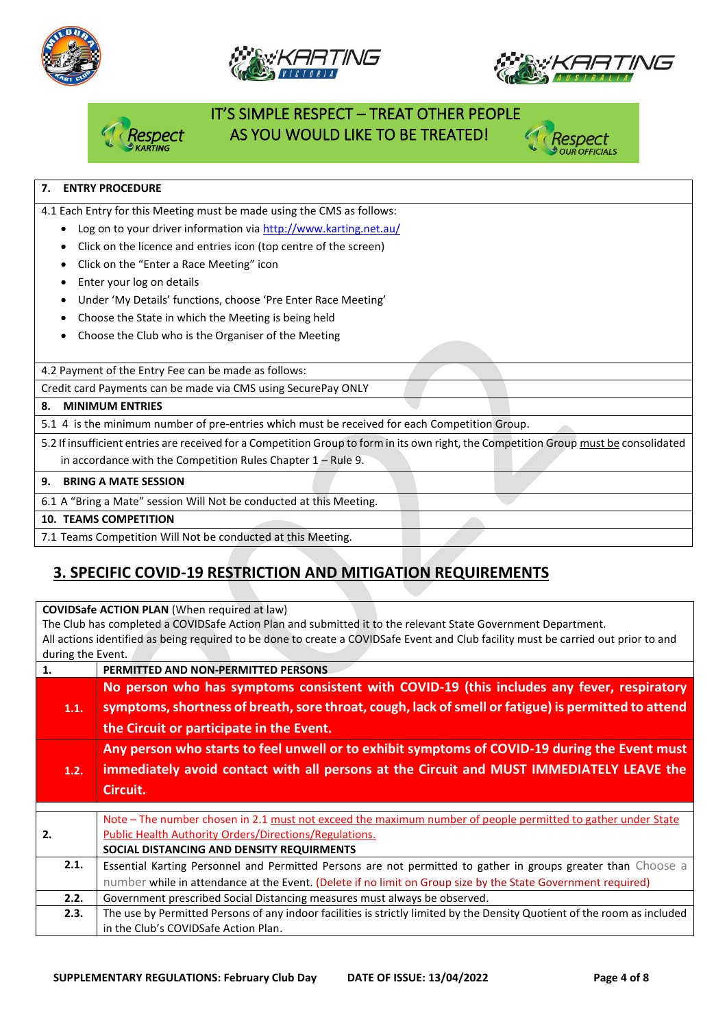IT'S SIMPLE RESPECT – TREAT OTHER PEOPLE AS YOU WOULD LIKE TO BE TREATED!

| **7. ENTRY PROCEDURE** |
|---|
| 4.1 Each Entry for this Meeting must be made using the CMS as follows:<br>• Log on to your driver information via http://www.karting.net.au/<br>• Click on the licence and entries icon (top centre of the screen)<br>• Click on the "Enter a Race Meeting" icon<br>• Enter your log on details<br>• Under 'My Details' functions, choose 'Pre Enter Race Meeting'<br>• Choose the State in which the Meeting is being held<br>• Choose the Club who is the Organiser of the Meeting |
| 4.2 Payment of the Entry Fee can be made as follows: |
| Credit card Payments can be made via CMS using SecurePay ONLY |
| **8. MINIMUM ENTRIES** |
| 5.1 4 is the minimum number of pre-entries which must be received for each Competition Group. |
| 5.2 If insufficient entries are received for a Competition Group to form in its own right, the Competition Group must be consolidated in accordance with the Competition Rules Chapter 1 – Rule 9. |
| **9. BRING A MATE SESSION** |
| 6.1 A "Bring a Mate" session Will Not be conducted at this Meeting. |
| **10. TEAMS COMPETITION** |
| 7.1 Teams Competition Will Not be conducted at this Meeting. |

## 3. SPECIFIC COVID-19 RESTRICTION AND MITIGATION REQUIREMENTS

| **COVIDSafe ACTION PLAN** (When required at law)<br>The Club has completed a COVIDSafe Action Plan and submitted it to the relevant State Government Department.<br>All actions identified as being required to be done to create a COVIDSafe Event and Club facility must be carried out prior to and during the Event. | |
|---|---|
| **1.** | **PERMITTED AND NON-PERMITTED PERSONS** |
| **1.1.** | **No person who has symptoms consistent with COVID-19 (this includes any fever, respiratory symptoms, shortness of breath, sore throat, cough, lack of smell or fatigue) is permitted to attend the Circuit or participate in the Event.** |
| **1.2.** | **Any person who starts to feel unwell or to exhibit symptoms of COVID-19 during the Event must immediately avoid contact with all persons at the Circuit and MUST IMMEDIATELY LEAVE the Circuit.** |
| | |
| **2.** | Note – The number chosen in 2.1 must not exceed the maximum number of people permitted to gather under State Public Health Authority Orders/Directions/Regulations.<br>**SOCIAL DISTANCING AND DENSITY REQUIRMENTS** |
| **2.1.** | Essential Karting Personnel and Permitted Persons are not permitted to gather in groups greater than Choose a number while in attendance at the Event. (Delete if no limit on Group size by the State Government required) |
| **2.2.** | Government prescribed Social Distancing measures must always be observed. |
| **2.3.** | The use by Permitted Persons of any indoor facilities is strictly limited by the Density Quotient of the room as included in the Club's COVIDSafe Action Plan. |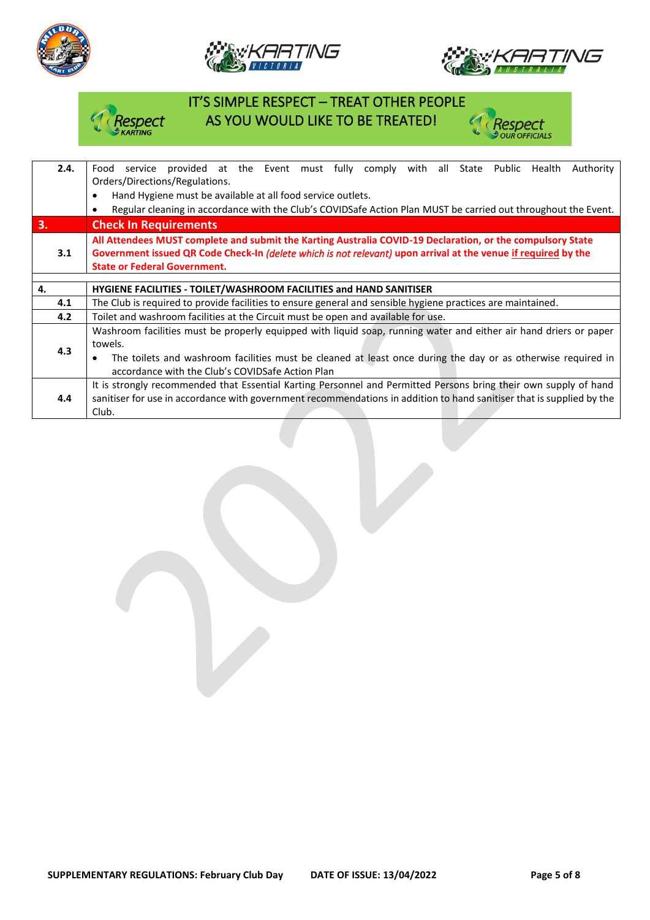IT'S SIMPLE RESPECT – TREAT OTHER PEOPLE AS YOU WOULD LIKE TO BE TREATED!

| | |
|---|---|
| **2.4.** | Food service provided at the Event must fully comply with all State Public Health Authority Orders/Directions/Regulations.<br>• Hand Hygiene must be available at all food service outlets.<br>• Regular cleaning in accordance with the Club's COVIDSafe Action Plan MUST be carried out throughout the Event. |
| **3.** | **Check In Requirements** |
| **3.1** | **All Attendees MUST complete and submit the Karting Australia COVID-19 Declaration, or the compulsory State Government issued QR Code Check-In *(delete which is not relevant)* upon arrival at the venue <u>if required</u> by the State or Federal Government.** |
| | |
| **4.** | **HYGIENE FACILITIES - TOILET/WASHROOM FACILITIES and HAND SANITISER** |
| **4.1** | The Club is required to provide facilities to ensure general and sensible hygiene practices are maintained. |
| **4.2** | Toilet and washroom facilities at the Circuit must be open and available for use. |
| **4.3** | Washroom facilities must be properly equipped with liquid soap, running water and either air hand driers or paper towels.<br>• The toilets and washroom facilities must be cleaned at least once during the day or as otherwise required in accordance with the Club's COVIDSafe Action Plan |
| **4.4** | It is strongly recommended that Essential Karting Personnel and Permitted Persons bring their own supply of hand sanitiser for use in accordance with government recommendations in addition to hand sanitiser that is supplied by the Club. |

SUPPLEMENTARY REGULATIONS: February Club Day DATE OF ISSUE: 13/04/2022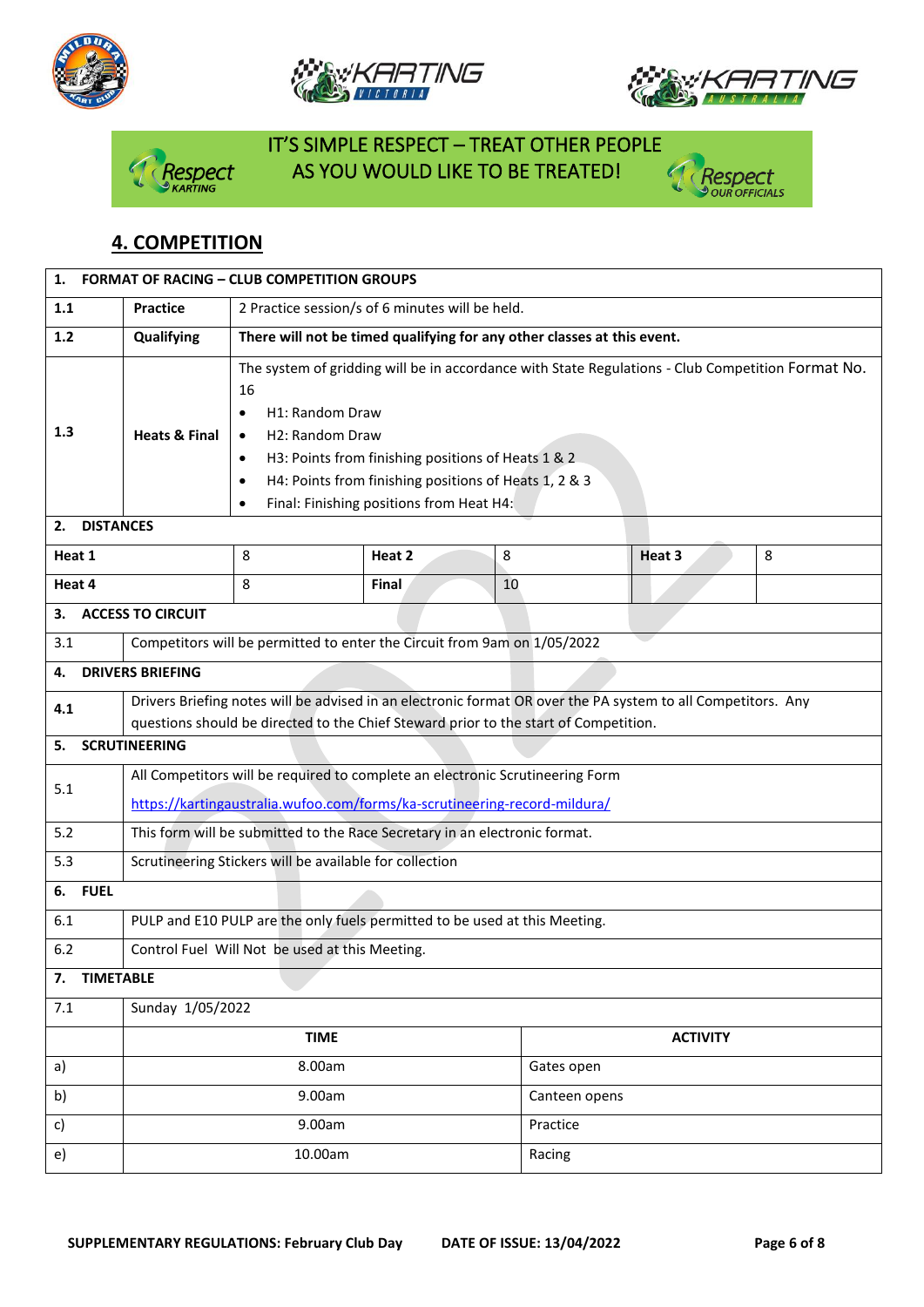IT'S SIMPLE RESPECT – TREAT OTHER PEOPLE AS YOU WOULD LIKE TO BE TREATED!

## 4. COMPETITION

| **1. FORMAT OF RACING – CLUB COMPETITION GROUPS** | | |
|---|---|---|
| **1.1** | **Practice** | 2 Practice session/s of 6 minutes will be held. |
| **1.2** | **Qualifying** | **There will not be timed qualifying for any other classes at this event.** |
| **1.3** | **Heats & Final** | The system of gridding will be in accordance with State Regulations - Club Competition Format No. 16<br>• H1: Random Draw<br>• H2: Random Draw<br>• H3: Points from finishing positions of Heats 1 & 2<br>• H4: Points from finishing positions of Heats 1, 2 & 3<br>• Final: Finishing positions from Heat H4: |

**2. DISTANCES**

| Heat | Laps | Heat | Laps | Heat | Laps |
|---|---|---|---|---|---|
| **Heat 1** | 8 | **Heat 2** | 8 | **Heat 3** | 8 |
| **Heat 4** | 8 | **Final** | 10 | | |

| | |
|---|---|
| **3. ACCESS TO CIRCUIT** | |
| 3.1 | Competitors will be permitted to enter the Circuit from 9am on 1/05/2022 |
| **4. DRIVERS BRIEFING** | |
| 4.1 | Drivers Briefing notes will be advised in an electronic format OR over the PA system to all Competitors. Any questions should be directed to the Chief Steward prior to the start of Competition. |
| **5. SCRUTINEERING** | |
| 5.1 | All Competitors will be required to complete an electronic Scrutineering Form<br>https://kartingaustralia.wufoo.com/forms/ka-scrutineering-record-mildura/ |
| 5.2 | This form will be submitted to the Race Secretary in an electronic format. |
| 5.3 | Scrutineering Stickers will be available for collection |
| **6. FUEL** | |
| 6.1 | PULP and E10 PULP are the only fuels permitted to be used at this Meeting. |
| 6.2 | Control Fuel Will Not be used at this Meeting. |
| **7. TIMETABLE** | |
| 7.1 | Sunday 1/05/2022 |

| | TIME | ACTIVITY |
|---|---|---|
| a) | 8.00am | Gates open |
| b) | 9.00am | Canteen opens |
| c) | 9.00am | Practice |
| e) | 10.00am | Racing |

SUPPLEMENTARY REGULATIONS: February Club Day DATE OF ISSUE: 13/04/2022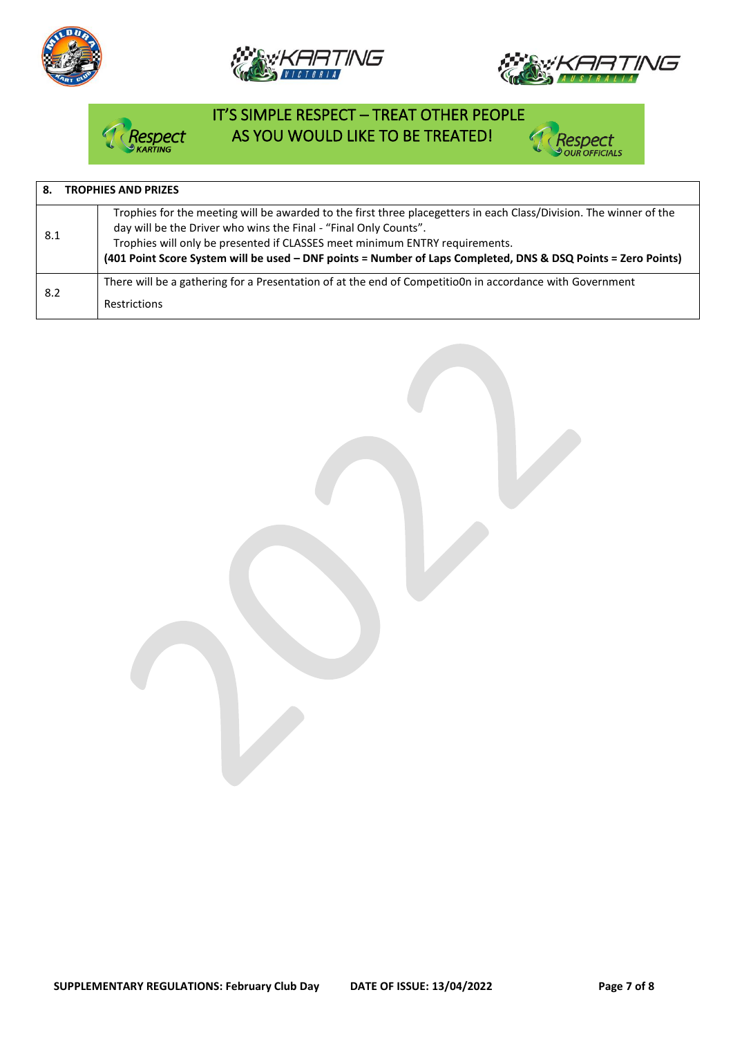IT'S SIMPLE RESPECT – TREAT OTHER PEOPLE AS YOU WOULD LIKE TO BE TREATED!

| 8. | TROPHIES AND PRIZES |
|---|---|
| 8.1 | Trophies for the meeting will be awarded to the first three placegetters in each Class/Division. The winner of the day will be the Driver who wins the Final - "Final Only Counts".<br>Trophies will only be presented if CLASSES meet minimum ENTRY requirements.<br>**(401 Point Score System will be used – DNF points = Number of Laps Completed, DNS & DSQ Points = Zero Points)** |
| 8.2 | There will be a gathering for a Presentation of at the end of Competitio0n in accordance with Government Restrictions |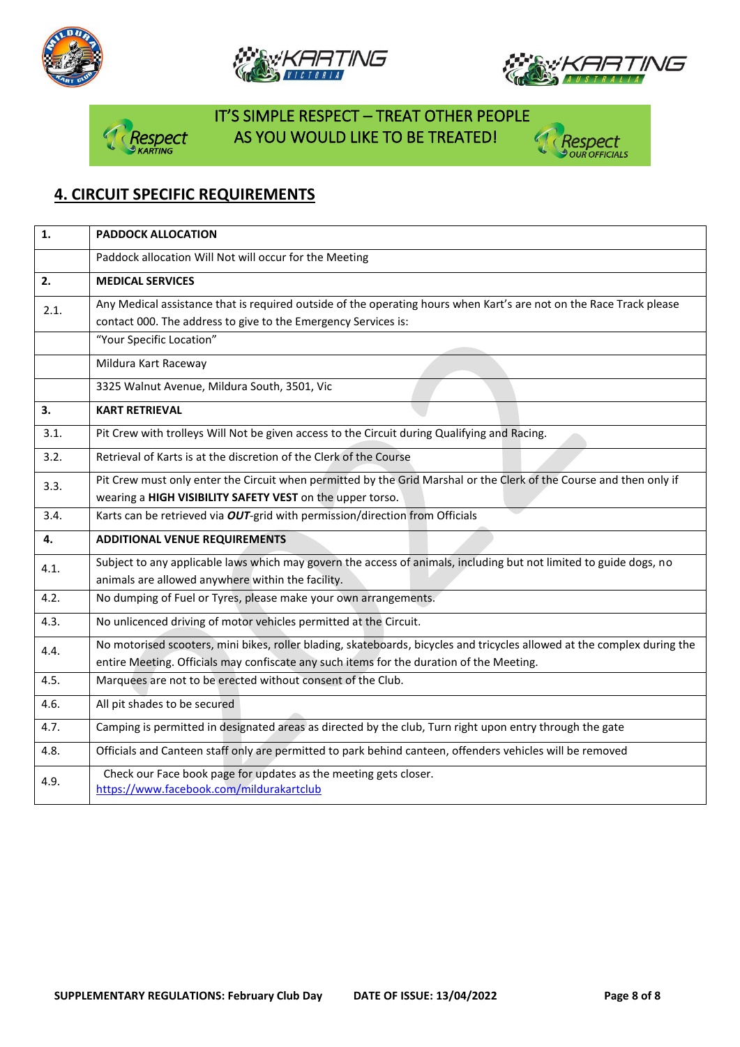IT'S SIMPLE RESPECT – TREAT OTHER PEOPLE AS YOU WOULD LIKE TO BE TREATED!

## 4. CIRCUIT SPECIFIC REQUIREMENTS

| | |
|---|---|
| **1.** | **PADDOCK ALLOCATION** |
| | Paddock allocation Will Not will occur for the Meeting |
| **2.** | **MEDICAL SERVICES** |
| 2.1. | Any Medical assistance that is required outside of the operating hours when Kart's are not on the Race Track please contact 000. The address to give to the Emergency Services is: |
| | "Your Specific Location" |
| | Mildura Kart Raceway |
| | 3325 Walnut Avenue, Mildura South, 3501, Vic |
| **3.** | **KART RETRIEVAL** |
| 3.1. | Pit Crew with trolleys Will Not be given access to the Circuit during Qualifying and Racing. |
| 3.2. | Retrieval of Karts is at the discretion of the Clerk of the Course |
| 3.3. | Pit Crew must only enter the Circuit when permitted by the Grid Marshal or the Clerk of the Course and then only if wearing a **HIGH VISIBILITY SAFETY VEST** on the upper torso. |
| 3.4. | Karts can be retrieved via ***OUT***-grid with permission/direction from Officials |
| **4.** | **ADDITIONAL VENUE REQUIREMENTS** |
| 4.1. | Subject to any applicable laws which may govern the access of animals, including but not limited to guide dogs, no animals are allowed anywhere within the facility. |
| 4.2. | No dumping of Fuel or Tyres, please make your own arrangements. |
| 4.3. | No unlicenced driving of motor vehicles permitted at the Circuit. |
| 4.4. | No motorised scooters, mini bikes, roller blading, skateboards, bicycles and tricycles allowed at the complex during the entire Meeting. Officials may confiscate any such items for the duration of the Meeting. |
| 4.5. | Marquees are not to be erected without consent of the Club. |
| 4.6. | All pit shades to be secured |
| 4.7. | Camping is permitted in designated areas as directed by the club, Turn right upon entry through the gate |
| 4.8. | Officials and Canteen staff only are permitted to park behind canteen, offenders vehicles will be removed |
| 4.9. | Check our Face book page for updates as the meeting gets closer. https://www.facebook.com/mildurakartclub |

SUPPLEMENTARY REGULATIONS: February Club Day DATE OF ISSUE: 13/04/2022